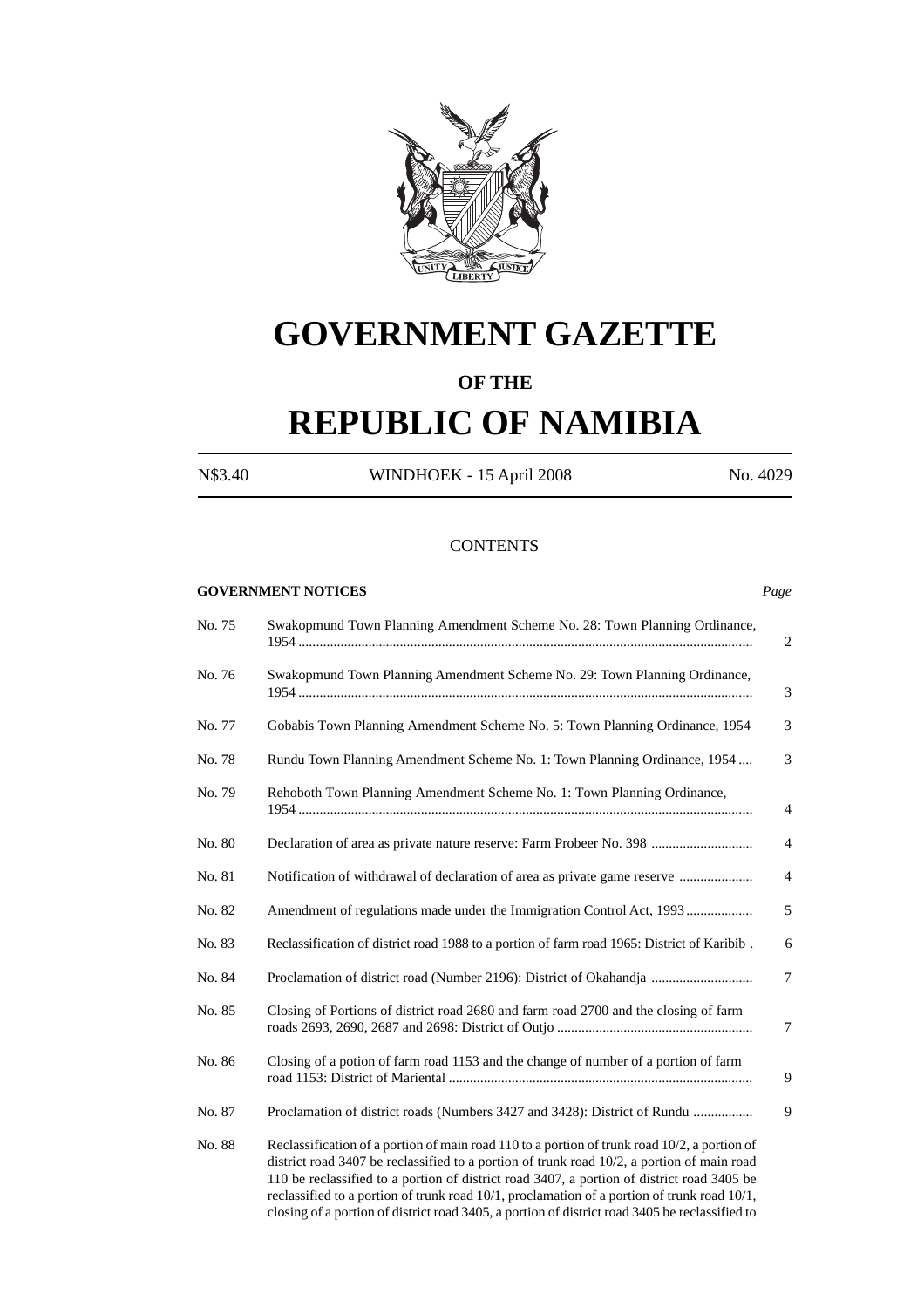# GOVERNMENT GAZETTE

### OF THE

# REPUBLIC OF NAMIBIA

N$3.40 WINDHOEK - 15 April 2008 No. 4029

## CONTENTS

**GOVERNMENT NOTICES** *Page*

| | | |
|---|---|---|
| No. 75 | Swakopmund Town Planning Amendment Scheme No. 28: Town Planning Ordinance, 1954 | 2 |
| No. 76 | Swakopmund Town Planning Amendment Scheme No. 29: Town Planning Ordinance, 1954 | 3 |
| No. 77 | Gobabis Town Planning Amendment Scheme No. 5: Town Planning Ordinance, 1954 | 3 |
| No. 78 | Rundu Town Planning Amendment Scheme No. 1: Town Planning Ordinance, 1954 | 3 |
| No. 79 | Rehoboth Town Planning Amendment Scheme No. 1: Town Planning Ordinance, 1954 | 4 |
| No. 80 | Declaration of area as private nature reserve: Farm Probeer No. 398 | 4 |
| No. 81 | Notification of withdrawal of declaration of area as private game reserve | 4 |
| No. 82 | Amendment of regulations made under the Immigration Control Act, 1993 | 5 |
| No. 83 | Reclassification of district road 1988 to a portion of farm road 1965: District of Karibib | 6 |
| No. 84 | Proclamation of district road (Number 2196): District of Okahandja | 7 |
| No. 85 | Closing of Portions of district road 2680 and farm road 2700 and the closing of farm roads 2693, 2690, 2687 and 2698: District of Outjo | 7 |
| No. 86 | Closing of a potion of farm road 1153 and the change of number of a portion of farm road 1153: District of Mariental | 9 |
| No. 87 | Proclamation of district roads (Numbers 3427 and 3428): District of Rundu | 9 |
| No. 88 | Reclassification of a portion of main road 110 to a portion of trunk road 10/2, a portion of district road 3407 be reclassified to a portion of trunk road 10/2, a portion of main road 110 be reclassified to a portion of district road 3407, a portion of district road 3405 be reclassified to a portion of trunk road 10/1, proclamation of a portion of trunk road 10/1, closing of a portion of district road 3405, a portion of district road 3405 be reclassified to | |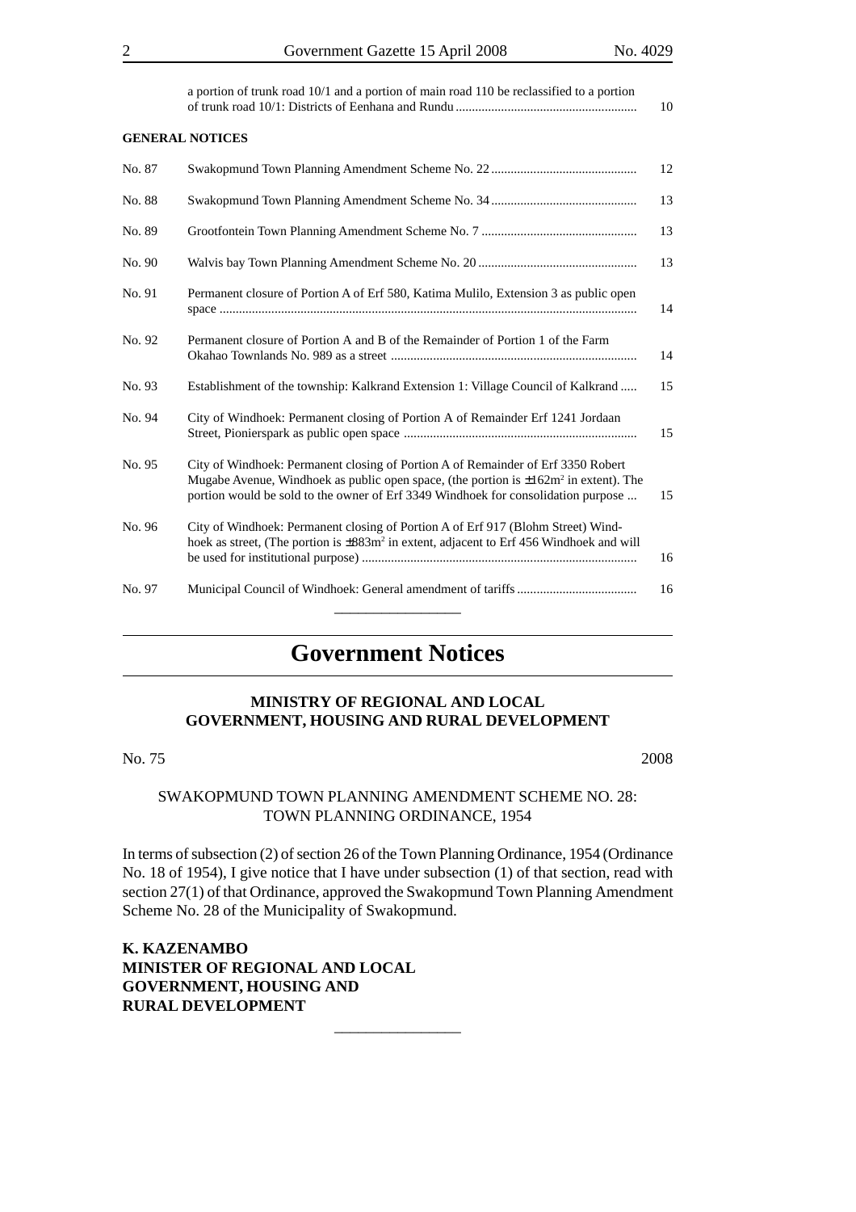| | | |
|---|---|---|
| | a portion of trunk road 10/1 and a portion of main road 110 be reclassified to a portion of trunk road 10/1: Districts of Eenhana and Rundu | 10 |

**GENERAL NOTICES**

| | | |
|---|---|---|
| No. 87 | Swakopmund Town Planning Amendment Scheme No. 22 | 12 |
| No. 88 | Swakopmund Town Planning Amendment Scheme No. 34 | 13 |
| No. 89 | Grootfontein Town Planning Amendment Scheme No. 7 | 13 |
| No. 90 | Walvis bay Town Planning Amendment Scheme No. 20 | 13 |
| No. 91 | Permanent closure of Portion A of Erf 580, Katima Mulilo, Extension 3 as public open space | 14 |
| No. 92 | Permanent closure of Portion A and B of the Remainder of Portion 1 of the Farm Okahao Townlands No. 989 as a street | 14 |
| No. 93 | Establishment of the township: Kalkrand Extension 1: Village Council of Kalkrand | 15 |
| No. 94 | City of Windhoek: Permanent closing of Portion A of Remainder Erf 1241 Jordaan Street, Pionierspark as public open space | 15 |
| No. 95 | City of Windhoek: Permanent closing of Portion A of Remainder of Erf 3350 Robert Mugabe Avenue, Windhoek as public open space, (the portion is ±162m² in extent). The portion would be sold to the owner of Erf 3349 Windhoek for consolidation purpose | 15 |
| No. 96 | City of Windhoek: Permanent closing of Portion A of Erf 917 (Blohm Street) Windhoek as street, (The portion is ±883m² in extent, adjacent to Erf 456 Windhoek and will be used for institutional purpose) | 16 |
| No. 97 | Municipal Council of Windhoek: General amendment of tariffs | 16 |

# Government Notices

## MINISTRY OF REGIONAL AND LOCAL GOVERNMENT, HOUSING AND RURAL DEVELOPMENT

No. 75 2008

SWAKOPMUND TOWN PLANNING AMENDMENT SCHEME NO. 28: TOWN PLANNING ORDINANCE, 1954

In terms of subsection (2) of section 26 of the Town Planning Ordinance, 1954 (Ordinance No. 18 of 1954), I give notice that I have under subsection (1) of that section, read with section 27(1) of that Ordinance, approved the Swakopmund Town Planning Amendment Scheme No. 28 of the Municipality of Swakopmund.

**K. KAZENAMBO**
**MINISTER OF REGIONAL AND LOCAL GOVERNMENT, HOUSING AND RURAL DEVELOPMENT**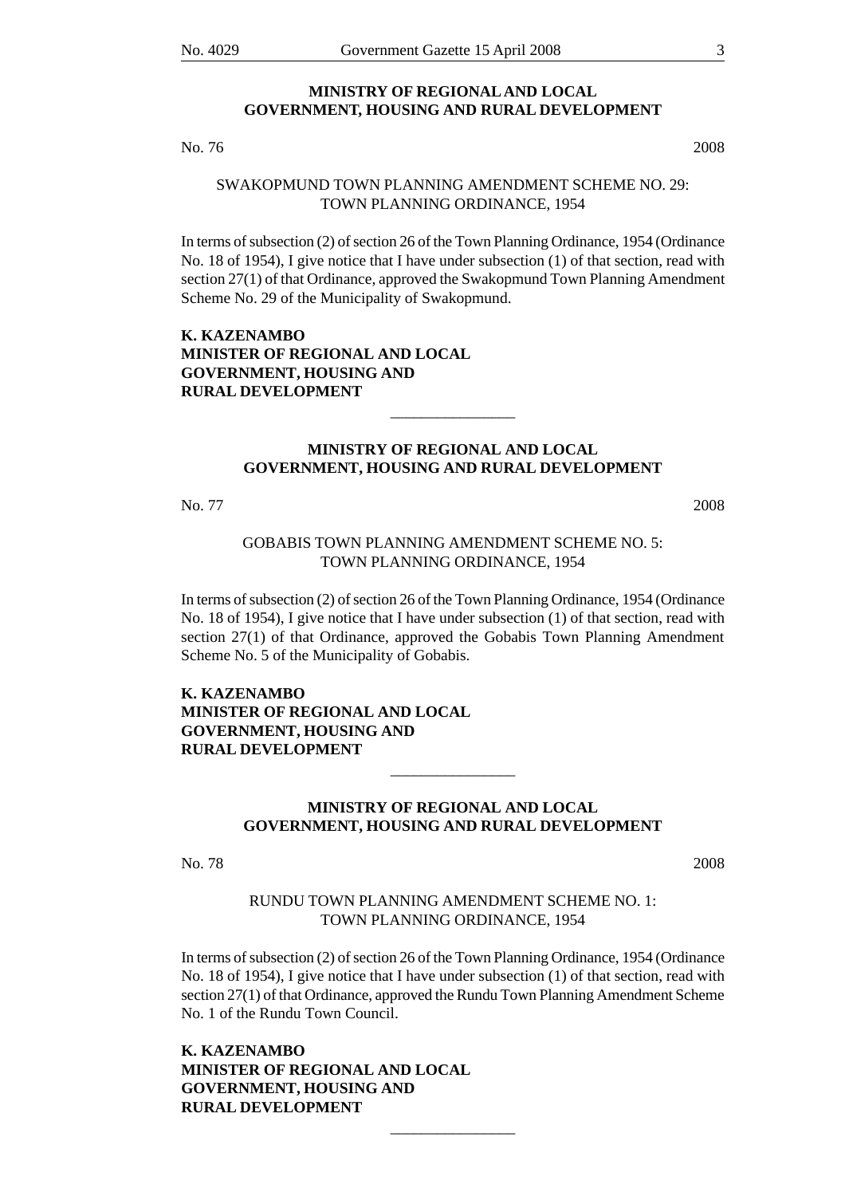## MINISTRY OF REGIONAL AND LOCAL GOVERNMENT, HOUSING AND RURAL DEVELOPMENT

No. 76 2008

SWAKOPMUND TOWN PLANNING AMENDMENT SCHEME NO. 29: TOWN PLANNING ORDINANCE, 1954

In terms of subsection (2) of section 26 of the Town Planning Ordinance, 1954 (Ordinance No. 18 of 1954), I give notice that I have under subsection (1) of that section, read with section 27(1) of that Ordinance, approved the Swakopmund Town Planning Amendment Scheme No. 29 of the Municipality of Swakopmund.

**K. KAZENAMBO**
**MINISTER OF REGIONAL AND LOCAL GOVERNMENT, HOUSING AND RURAL DEVELOPMENT**

---

## MINISTRY OF REGIONAL AND LOCAL GOVERNMENT, HOUSING AND RURAL DEVELOPMENT

No. 77 2008

GOBABIS TOWN PLANNING AMENDMENT SCHEME NO. 5: TOWN PLANNING ORDINANCE, 1954

In terms of subsection (2) of section 26 of the Town Planning Ordinance, 1954 (Ordinance No. 18 of 1954), I give notice that I have under subsection (1) of that section, read with section 27(1) of that Ordinance, approved the Gobabis Town Planning Amendment Scheme No. 5 of the Municipality of Gobabis.

**K. KAZENAMBO**
**MINISTER OF REGIONAL AND LOCAL GOVERNMENT, HOUSING AND RURAL DEVELOPMENT**

---

## MINISTRY OF REGIONAL AND LOCAL GOVERNMENT, HOUSING AND RURAL DEVELOPMENT

No. 78 2008

RUNDU TOWN PLANNING AMENDMENT SCHEME NO. 1: TOWN PLANNING ORDINANCE, 1954

In terms of subsection (2) of section 26 of the Town Planning Ordinance, 1954 (Ordinance No. 18 of 1954), I give notice that I have under subsection (1) of that section, read with section 27(1) of that Ordinance, approved the Rundu Town Planning Amendment Scheme No. 1 of the Rundu Town Council.

**K. KAZENAMBO**
**MINISTER OF REGIONAL AND LOCAL GOVERNMENT, HOUSING AND RURAL DEVELOPMENT**

---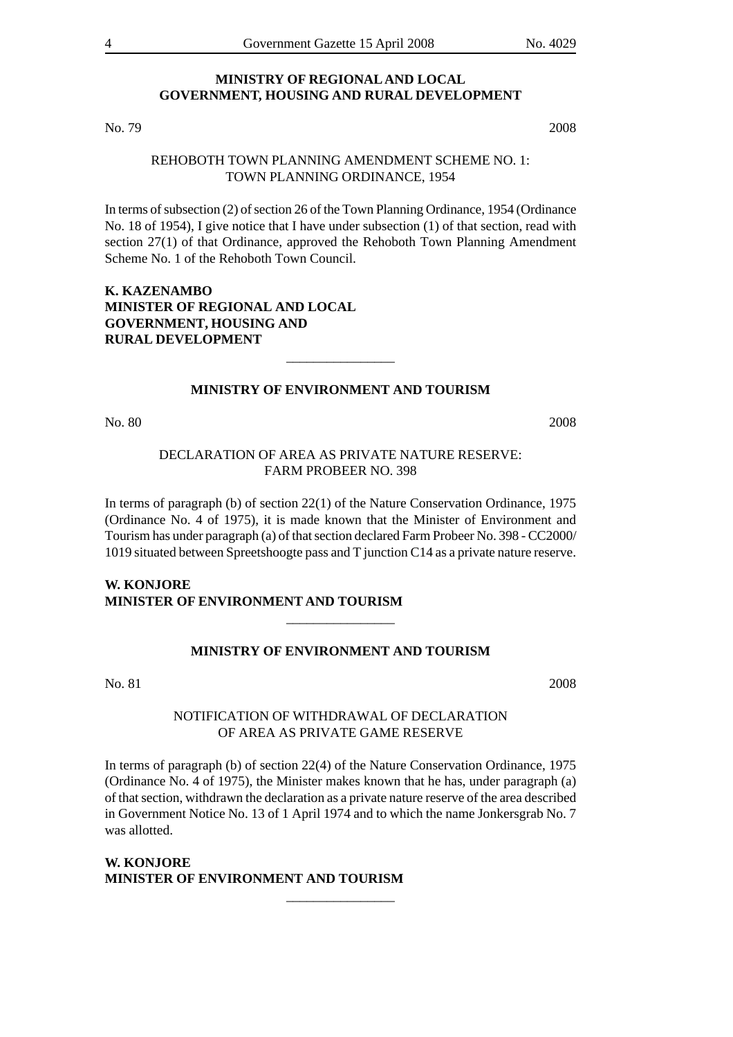## MINISTRY OF REGIONAL AND LOCAL GOVERNMENT, HOUSING AND RURAL DEVELOPMENT

No. 79 2008

REHOBOTH TOWN PLANNING AMENDMENT SCHEME NO. 1: TOWN PLANNING ORDINANCE, 1954

In terms of subsection (2) of section 26 of the Town Planning Ordinance, 1954 (Ordinance No. 18 of 1954), I give notice that I have under subsection (1) of that section, read with section 27(1) of that Ordinance, approved the Rehoboth Town Planning Amendment Scheme No. 1 of the Rehoboth Town Council.

**K. KAZENAMBO**
**MINISTER OF REGIONAL AND LOCAL GOVERNMENT, HOUSING AND RURAL DEVELOPMENT**

---

## MINISTRY OF ENVIRONMENT AND TOURISM

No. 80 2008

DECLARATION OF AREA AS PRIVATE NATURE RESERVE: FARM PROBEER NO. 398

In terms of paragraph (b) of section 22(1) of the Nature Conservation Ordinance, 1975 (Ordinance No. 4 of 1975), it is made known that the Minister of Environment and Tourism has under paragraph (a) of that section declared Farm Probeer No. 398 - CC2000/1019 situated between Spreetshoogte pass and T junction C14 as a private nature reserve.

**W. KONJORE**
**MINISTER OF ENVIRONMENT AND TOURISM**

---

## MINISTRY OF ENVIRONMENT AND TOURISM

No. 81 2008

NOTIFICATION OF WITHDRAWAL OF DECLARATION OF AREA AS PRIVATE GAME RESERVE

In terms of paragraph (b) of section 22(4) of the Nature Conservation Ordinance, 1975 (Ordinance No. 4 of 1975), the Minister makes known that he has, under paragraph (a) of that section, withdrawn the declaration as a private nature reserve of the area described in Government Notice No. 13 of 1 April 1974 and to which the name Jonkersgrab No. 7 was allotted.

**W. KONJORE**
**MINISTER OF ENVIRONMENT AND TOURISM**

---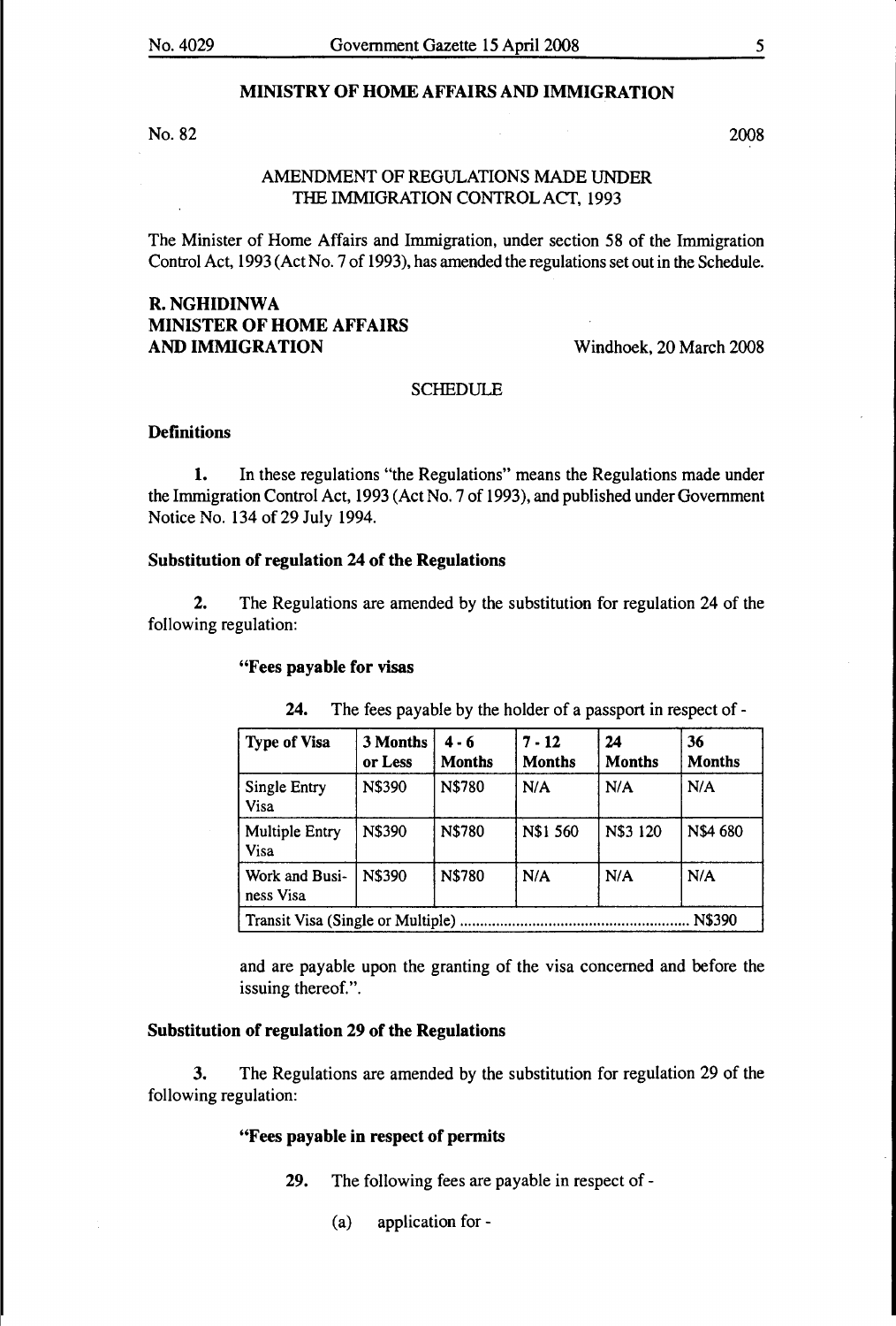## MINISTRY OF HOME AFFAIRS AND IMMIGRATION

No. 82 2008

### AMENDMENT OF REGULATIONS MADE UNDER THE IMMIGRATION CONTROL ACT, 1993

The Minister of Home Affairs and Immigration, under section 58 of the Immigration Control Act, 1993 (Act No. 7 of 1993), has amended the regulations set out in the Schedule.

**R. NGHIDINWA**
**MINISTER OF HOME AFFAIRS AND IMMIGRATION**

Windhoek, 20 March 2008

SCHEDULE

**Definitions**

**1.** In these regulations "the Regulations" means the Regulations made under the Immigration Control Act, 1993 (Act No. 7 of 1993), and published under Government Notice No. 134 of 29 July 1994.

**Substitution of regulation 24 of the Regulations**

**2.** The Regulations are amended by the substitution for regulation 24 of the following regulation:

**"Fees payable for visas**

**24.** The fees payable by the holder of a passport in respect of -

| Type of Visa | 3 Months or Less | 4 - 6 Months | 7 - 12 Months | 24 Months | 36 Months |
|---|---|---|---|---|---|
| Single Entry Visa | N$390 | N$780 | N/A | N/A | N/A |
| Multiple Entry Visa | N$390 | N$780 | N$1 560 | N$3 120 | N$4 680 |
| Work and Business Visa | N$390 | N$780 | N/A | N/A | N/A |
| Transit Visa (Single or Multiple) ........ N$390 | | | | | |

and are payable upon the granting of the visa concerned and before the issuing thereof.".

**Substitution of regulation 29 of the Regulations**

**3.** The Regulations are amended by the substitution for regulation 29 of the following regulation:

**"Fees payable in respect of permits**

**29.** The following fees are payable in respect of -

(a) application for -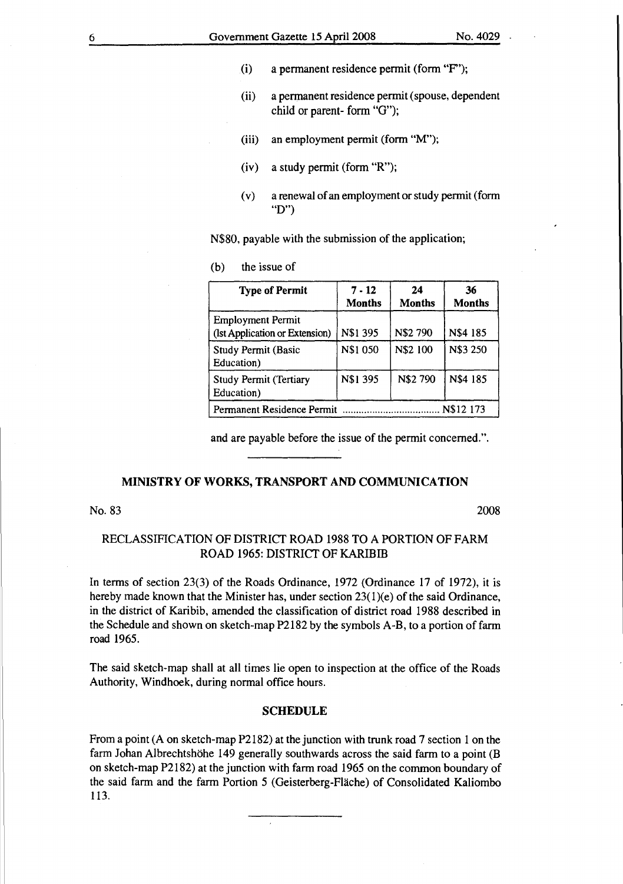(i) a permanent residence permit (form "F");

(ii) a permanent residence permit (spouse, dependent child or parent- form "G");

(iii) an employment permit (form "M");

(iv) a study permit (form "R");

(v) a renewal of an employment or study permit (form "D")

N$80, payable with the submission of the application;

(b) the issue of

| Type of Permit | 7 - 12 Months | 24 Months | 36 Months |
|---|---|---|---|
| Employment Permit (lst Application or Extension) | N$1 395 | N$2 790 | N$4 185 |
| Study Permit (Basic Education) | N$1 050 | N$2 100 | N$3 250 |
| Study Permit (Tertiary Education) | N$1 395 | N$2 790 | N$4 185 |
| Permanent Residence Permit .................................... N$12 173 | | | |

and are payable before the issue of the permit concerned.".

## MINISTRY OF WORKS, TRANSPORT AND COMMUNICATION

No. 83 2008

### RECLASSIFICATION OF DISTRICT ROAD 1988 TO A PORTION OF FARM ROAD 1965: DISTRICT OF KARIBIB

In terms of section 23(3) of the Roads Ordinance, 1972 (Ordinance 17 of 1972), it is hereby made known that the Minister has, under section 23(1)(e) of the said Ordinance, in the district of Karibib, amended the classification of district road 1988 described in the Schedule and shown on sketch-map P2182 by the symbols A-B, to a portion of farm road 1965.

The said sketch-map shall at all times lie open to inspection at the office of the Roads Authority, Windhoek, during normal office hours.

#### SCHEDULE

From a point (A on sketch-map P2182) at the junction with trunk road 7 section 1 on the farm Johan Albrechtshöhe 149 generally southwards across the said farm to a point (B on sketch-map P2182) at the junction with farm road 1965 on the common boundary of the said farm and the farm Portion 5 (Geisterberg-Fläche) of Consolidated Kaliombo 113.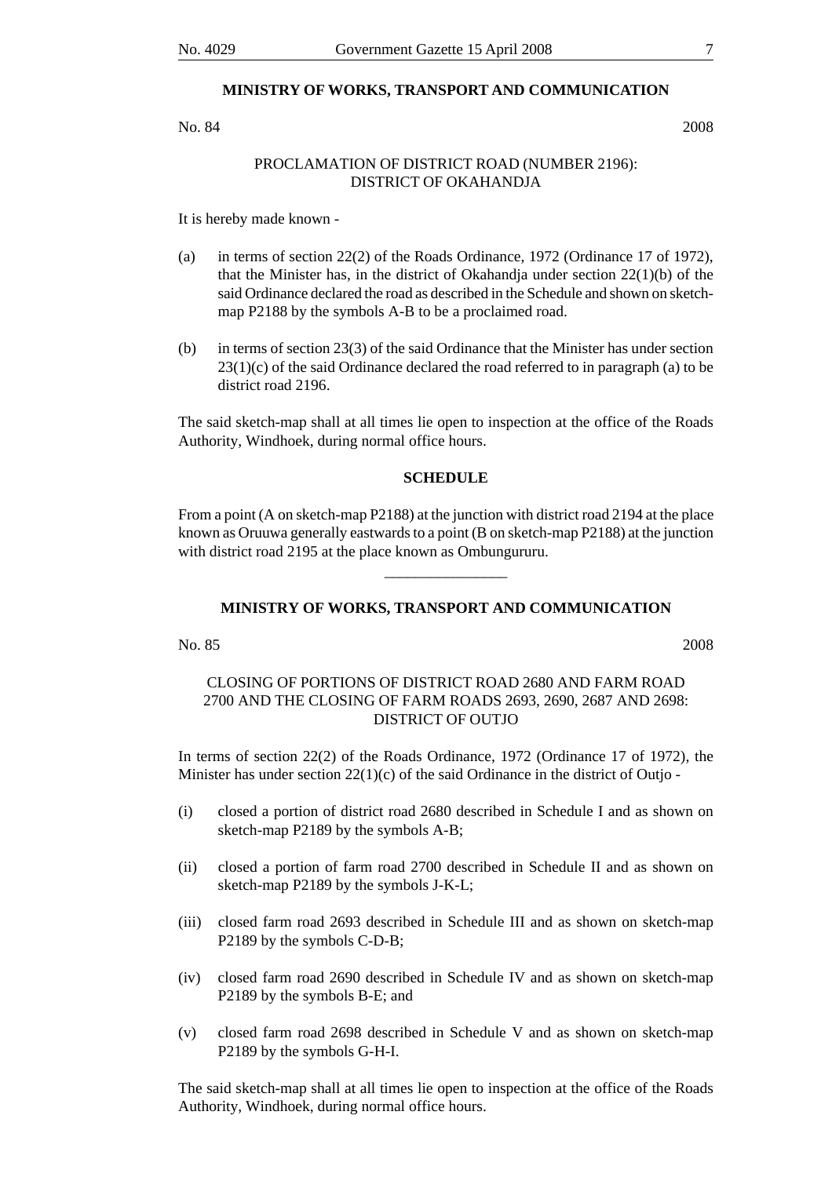## MINISTRY OF WORKS, TRANSPORT AND COMMUNICATION

No. 84 2008

### PROCLAMATION OF DISTRICT ROAD (NUMBER 2196): DISTRICT OF OKAHANDJA

It is hereby made known -

(a) in terms of section 22(2) of the Roads Ordinance, 1972 (Ordinance 17 of 1972), that the Minister has, in the district of Okahandja under section 22(1)(b) of the said Ordinance declared the road as described in the Schedule and shown on sketch-map P2188 by the symbols A-B to be a proclaimed road.

(b) in terms of section 23(3) of the said Ordinance that the Minister has under section 23(1)(c) of the said Ordinance declared the road referred to in paragraph (a) to be district road 2196.

The said sketch-map shall at all times lie open to inspection at the office of the Roads Authority, Windhoek, during normal office hours.

**SCHEDULE**

From a point (A on sketch-map P2188) at the junction with district road 2194 at the place known as Oruuwa generally eastwards to a point (B on sketch-map P2188) at the junction with district road 2195 at the place known as Ombungururu.

---

## MINISTRY OF WORKS, TRANSPORT AND COMMUNICATION

No. 85 2008

### CLOSING OF PORTIONS OF DISTRICT ROAD 2680 AND FARM ROAD 2700 AND THE CLOSING OF FARM ROADS 2693, 2690, 2687 AND 2698: DISTRICT OF OUTJO

In terms of section 22(2) of the Roads Ordinance, 1972 (Ordinance 17 of 1972), the Minister has under section 22(1)(c) of the said Ordinance in the district of Outjo -

(i) closed a portion of district road 2680 described in Schedule I and as shown on sketch-map P2189 by the symbols A-B;

(ii) closed a portion of farm road 2700 described in Schedule II and as shown on sketch-map P2189 by the symbols J-K-L;

(iii) closed farm road 2693 described in Schedule III and as shown on sketch-map P2189 by the symbols C-D-B;

(iv) closed farm road 2690 described in Schedule IV and as shown on sketch-map P2189 by the symbols B-E; and

(v) closed farm road 2698 described in Schedule V and as shown on sketch-map P2189 by the symbols G-H-I.

The said sketch-map shall at all times lie open to inspection at the office of the Roads Authority, Windhoek, during normal office hours.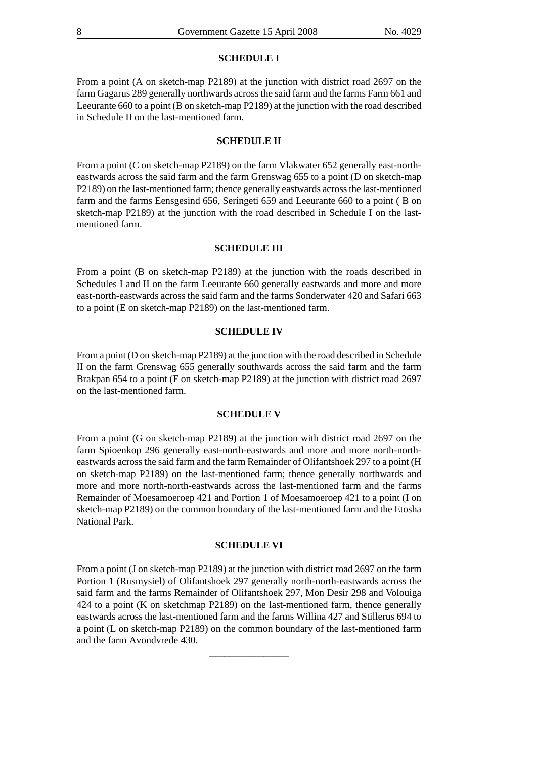## SCHEDULE I

From a point (A on sketch-map P2189) at the junction with district road 2697 on the farm Gagarus 289 generally northwards across the said farm and the farms Farm 661 and Leeurante 660 to a point (B on sketch-map P2189) at the junction with the road described in Schedule II on the last-mentioned farm.

## SCHEDULE II

From a point (C on sketch-map P2189) on the farm Vlakwater 652 generally east-north-eastwards across the said farm and the farm Grenswag 655 to a point (D on sketch-map P2189) on the last-mentioned farm; thence generally eastwards across the last-mentioned farm and the farms Eensgesind 656, Seringeti 659 and Leeurante 660 to a point ( B on sketch-map P2189) at the junction with the road described in Schedule I on the last-mentioned farm.

## SCHEDULE III

From a point (B on sketch-map P2189) at the junction with the roads described in Schedules I and II on the farm Leeurante 660 generally eastwards and more and more east-north-eastwards across the said farm and the farms Sonderwater 420 and Safari 663 to a point (E on sketch-map P2189) on the last-mentioned farm.

## SCHEDULE IV

From a point (D on sketch-map P2189) at the junction with the road described in Schedule II on the farm Grenswag 655 generally southwards across the said farm and the farm Brakpan 654 to a point (F on sketch-map P2189) at the junction with district road 2697 on the last-mentioned farm.

## SCHEDULE V

From a point (G on sketch-map P2189) at the junction with district road 2697 on the farm Spioenkop 296 generally east-north-eastwards and more and more north-north-eastwards across the said farm and the farm Remainder of Olifantshoek 297 to a point (H on sketch-map P2189) on the last-mentioned farm; thence generally northwards and more and more north-north-eastwards across the last-mentioned farm and the farms Remainder of Moesamoeroep 421 and Portion 1 of Moesamoeroep 421 to a point (I on sketch-map P2189) on the common boundary of the last-mentioned farm and the Etosha National Park.

## SCHEDULE VI

From a point (J on sketch-map P2189) at the junction with district road 2697 on the farm Portion 1 (Rusmysiel) of Olifantshoek 297 generally north-north-eastwards across the said farm and the farms Remainder of Olifantshoek 297, Mon Desir 298 and Volouiga 424 to a point (K on sketchmap P2189) on the last-mentioned farm, thence generally eastwards across the last-mentioned farm and the farms Willina 427 and Stillerus 694 to a point (L on sketch-map P2189) on the common boundary of the last-mentioned farm and the farm Avondvrede 430.

---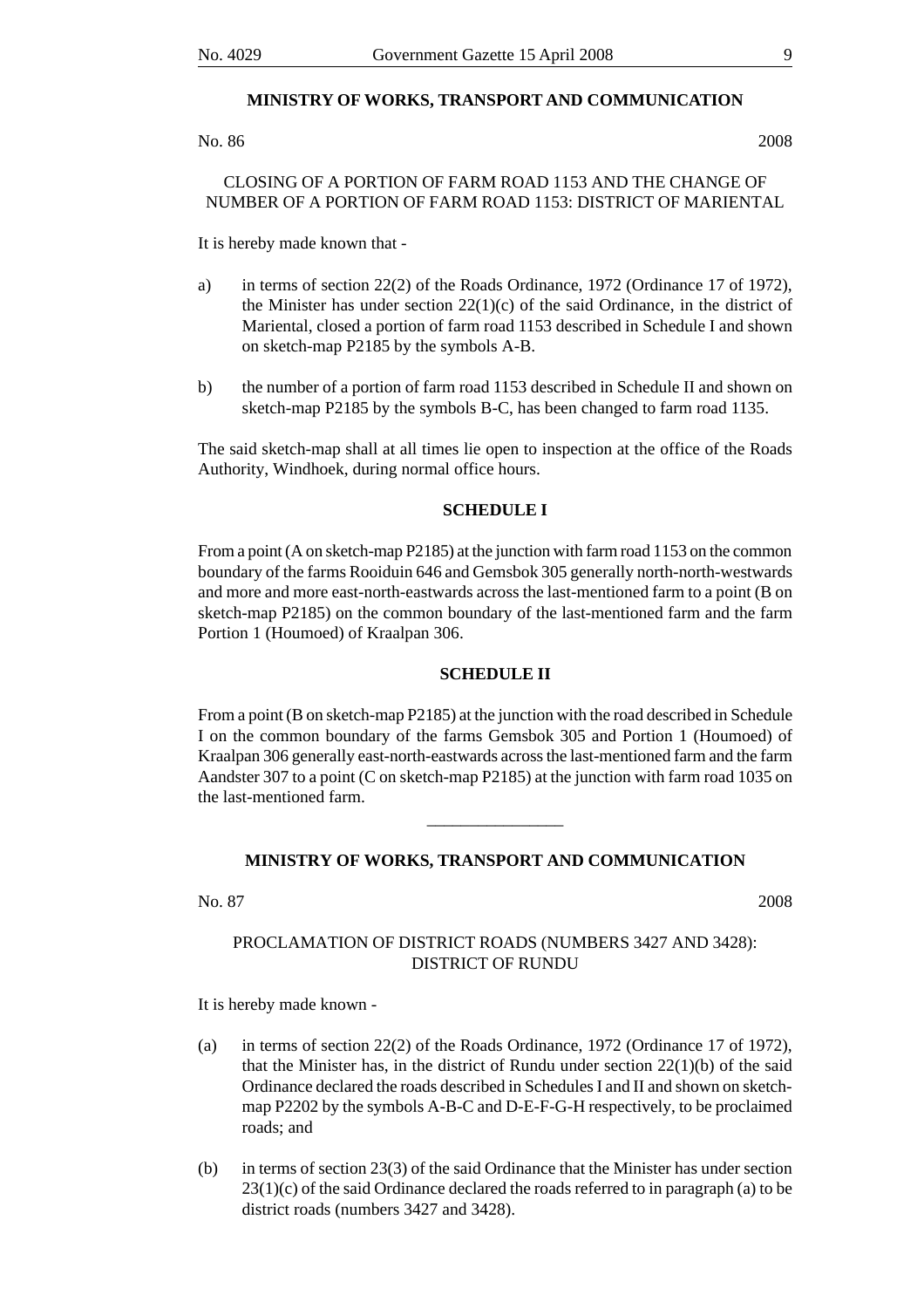**MINISTRY OF WORKS, TRANSPORT AND COMMUNICATION**

No. 86 2008

CLOSING OF A PORTION OF FARM ROAD 1153 AND THE CHANGE OF NUMBER OF A PORTION OF FARM ROAD 1153: DISTRICT OF MARIENTAL

It is hereby made known that -

a) in terms of section 22(2) of the Roads Ordinance, 1972 (Ordinance 17 of 1972), the Minister has under section 22(1)(c) of the said Ordinance, in the district of Mariental, closed a portion of farm road 1153 described in Schedule I and shown on sketch-map P2185 by the symbols A-B.

b) the number of a portion of farm road 1153 described in Schedule II and shown on sketch-map P2185 by the symbols B-C, has been changed to farm road 1135.

The said sketch-map shall at all times lie open to inspection at the office of the Roads Authority, Windhoek, during normal office hours.

**SCHEDULE I**

From a point (A on sketch-map P2185) at the junction with farm road 1153 on the common boundary of the farms Rooiduin 646 and Gemsbok 305 generally north-north-westwards and more and more east-north-eastwards across the last-mentioned farm to a point (B on sketch-map P2185) on the common boundary of the last-mentioned farm and the farm Portion 1 (Houmoed) of Kraalpan 306.

**SCHEDULE II**

From a point (B on sketch-map P2185) at the junction with the road described in Schedule I on the common boundary of the farms Gemsbok 305 and Portion 1 (Houmoed) of Kraalpan 306 generally east-north-eastwards across the last-mentioned farm and the farm Aandster 307 to a point (C on sketch-map P2185) at the junction with farm road 1035 on the last-mentioned farm.

---

**MINISTRY OF WORKS, TRANSPORT AND COMMUNICATION**

No. 87 2008

PROCLAMATION OF DISTRICT ROADS (NUMBERS 3427 AND 3428): DISTRICT OF RUNDU

It is hereby made known -

(a) in terms of section 22(2) of the Roads Ordinance, 1972 (Ordinance 17 of 1972), that the Minister has, in the district of Rundu under section 22(1)(b) of the said Ordinance declared the roads described in Schedules I and II and shown on sketch-map P2202 by the symbols A-B-C and D-E-F-G-H respectively, to be proclaimed roads; and

(b) in terms of section 23(3) of the said Ordinance that the Minister has under section 23(1)(c) of the said Ordinance declared the roads referred to in paragraph (a) to be district roads (numbers 3427 and 3428).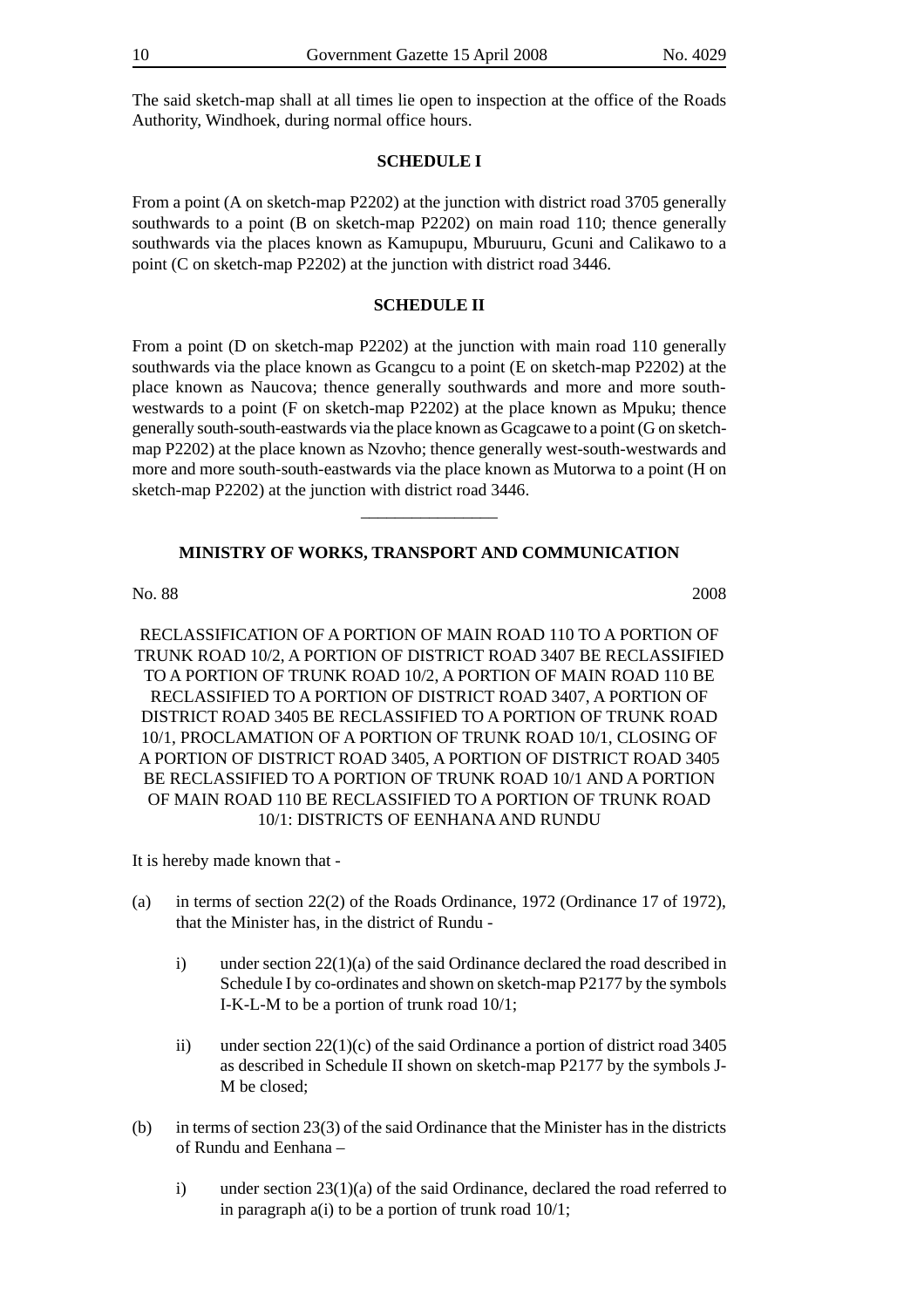The said sketch-map shall at all times lie open to inspection at the office of the Roads Authority, Windhoek, during normal office hours.

**SCHEDULE I**

From a point (A on sketch-map P2202) at the junction with district road 3705 generally southwards to a point (B on sketch-map P2202) on main road 110; thence generally southwards via the places known as Kamupupu, Mburuuru, Gcuni and Calikawo to a point (C on sketch-map P2202) at the junction with district road 3446.

**SCHEDULE II**

From a point (D on sketch-map P2202) at the junction with main road 110 generally southwards via the place known as Gcangcu to a point (E on sketch-map P2202) at the place known as Naucova; thence generally southwards and more and more south-westwards to a point (F on sketch-map P2202) at the place known as Mpuku; thence generally south-south-eastwards via the place known as Gcagcawe to a point (G on sketch-map P2202) at the place known as Nzovho; thence generally west-south-westwards and more and more south-south-eastwards via the place known as Mutorwa to a point (H on sketch-map P2202) at the junction with district road 3446.

---

**MINISTRY OF WORKS, TRANSPORT AND COMMUNICATION**

No. 88 2008

RECLASSIFICATION OF A PORTION OF MAIN ROAD 110 TO A PORTION OF TRUNK ROAD 10/2, A PORTION OF DISTRICT ROAD 3407 BE RECLASSIFIED TO A PORTION OF TRUNK ROAD 10/2, A PORTION OF MAIN ROAD 110 BE RECLASSIFIED TO A PORTION OF DISTRICT ROAD 3407, A PORTION OF DISTRICT ROAD 3405 BE RECLASSIFIED TO A PORTION OF TRUNK ROAD 10/1, PROCLAMATION OF A PORTION OF TRUNK ROAD 10/1, CLOSING OF A PORTION OF DISTRICT ROAD 3405, A PORTION OF DISTRICT ROAD 3405 BE RECLASSIFIED TO A PORTION OF TRUNK ROAD 10/1 AND A PORTION OF MAIN ROAD 110 BE RECLASSIFIED TO A PORTION OF TRUNK ROAD 10/1: DISTRICTS OF EENHANA AND RUNDU

It is hereby made known that -

(a) in terms of section 22(2) of the Roads Ordinance, 1972 (Ordinance 17 of 1972), that the Minister has, in the district of Rundu -

  i) under section 22(1)(a) of the said Ordinance declared the road described in Schedule I by co-ordinates and shown on sketch-map P2177 by the symbols I-K-L-M to be a portion of trunk road 10/1;

  ii) under section 22(1)(c) of the said Ordinance a portion of district road 3405 as described in Schedule II shown on sketch-map P2177 by the symbols J-M be closed;

(b) in terms of section 23(3) of the said Ordinance that the Minister has in the districts of Rundu and Eenhana –

  i) under section 23(1)(a) of the said Ordinance, declared the road referred to in paragraph a(i) to be a portion of trunk road 10/1;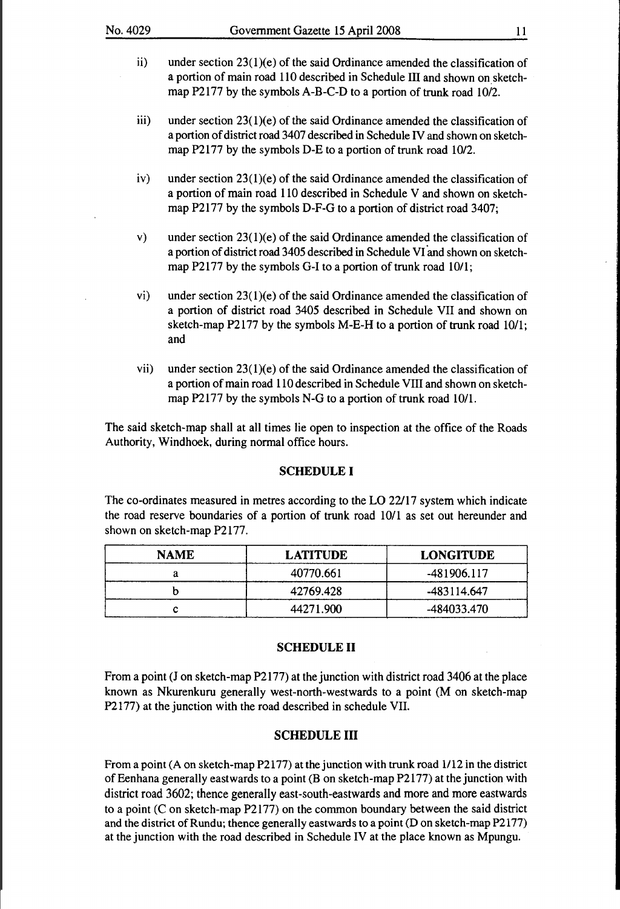ii) under section 23(1)(e) of the said Ordinance amended the classification of a portion of main road 110 described in Schedule III and shown on sketch-map P2177 by the symbols A-B-C-D to a portion of trunk road 10/2.

iii) under section 23(1)(e) of the said Ordinance amended the classification of a portion of district road 3407 described in Schedule IV and shown on sketch-map P2177 by the symbols D-E to a portion of trunk road 10/2.

iv) under section 23(1)(e) of the said Ordinance amended the classification of a portion of main road 110 described in Schedule V and shown on sketch-map P2177 by the symbols D-F-G to a portion of district road 3407;

v) under section 23(1)(e) of the said Ordinance amended the classification of a portion of district road 3405 described in Schedule VI and shown on sketch-map P2177 by the symbols G-I to a portion of trunk road 10/1;

vi) under section 23(1)(e) of the said Ordinance amended the classification of a portion of district road 3405 described in Schedule VII and shown on sketch-map P2177 by the symbols M-E-H to a portion of trunk road 10/1; and

vii) under section 23(1)(e) of the said Ordinance amended the classification of a portion of main road 110 described in Schedule VIII and shown on sketch-map P2177 by the symbols N-G to a portion of trunk road 10/1.

The said sketch-map shall at all times lie open to inspection at the office of the Roads Authority, Windhoek, during normal office hours.

**SCHEDULE I**

The co-ordinates measured in metres according to the LO 22/17 system which indicate the road reserve boundaries of a portion of trunk road 10/1 as set out hereunder and shown on sketch-map P2177.

| NAME | LATITUDE | LONGITUDE |
|---|---|---|
| a | 40770.661 | -481906.117 |
| b | 42769.428 | -483114.647 |
| c | 44271.900 | -484033.470 |

**SCHEDULE II**

From a point (J on sketch-map P2177) at the junction with district road 3406 at the place known as Nkurenkuru generally west-north-westwards to a point (M on sketch-map P2177) at the junction with the road described in schedule VII.

**SCHEDULE III**

From a point (A on sketch-map P2177) at the junction with trunk road 1/12 in the district of Eenhana generally eastwards to a point (B on sketch-map P2177) at the junction with district road 3602; thence generally east-south-eastwards and more and more eastwards to a point (C on sketch-map P2177) on the common boundary between the said district and the district of Rundu; thence generally eastwards to a point (D on sketch-map P2177) at the junction with the road described in Schedule IV at the place known as Mpungu.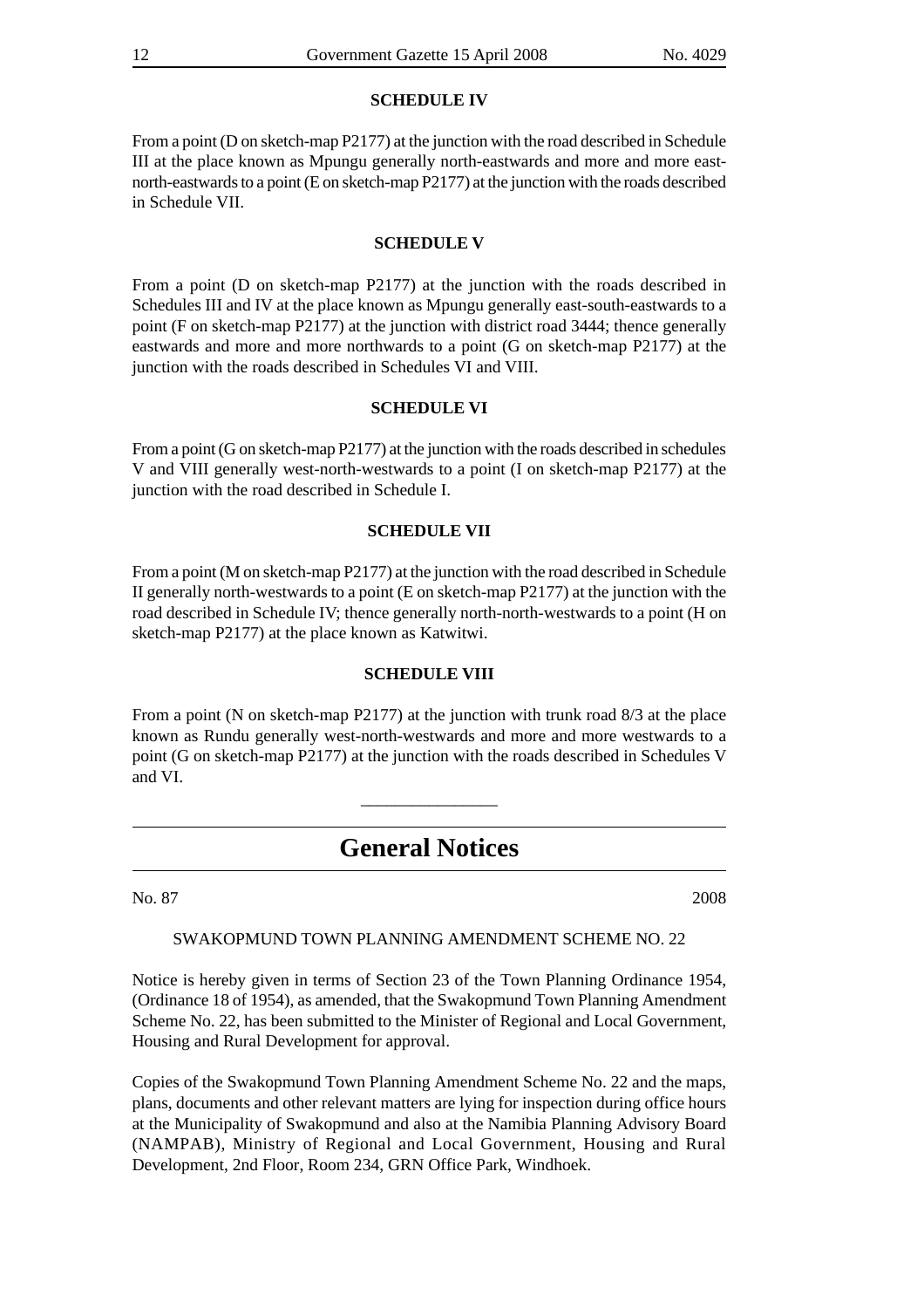### SCHEDULE IV

From a point (D on sketch-map P2177) at the junction with the road described in Schedule III at the place known as Mpungu generally north-eastwards and more and more east-north-eastwards to a point (E on sketch-map P2177) at the junction with the roads described in Schedule VII.

### SCHEDULE V

From a point (D on sketch-map P2177) at the junction with the roads described in Schedules III and IV at the place known as Mpungu generally east-south-eastwards to a point (F on sketch-map P2177) at the junction with district road 3444; thence generally eastwards and more and more northwards to a point (G on sketch-map P2177) at the junction with the roads described in Schedules VI and VIII.

### SCHEDULE VI

From a point (G on sketch-map P2177) at the junction with the roads described in schedules V and VIII generally west-north-westwards to a point (I on sketch-map P2177) at the junction with the road described in Schedule I.

### SCHEDULE VII

From a point (M on sketch-map P2177) at the junction with the road described in Schedule II generally north-westwards to a point (E on sketch-map P2177) at the junction with the road described in Schedule IV; thence generally north-north-westwards to a point (H on sketch-map P2177) at the place known as Katwitwi.

### SCHEDULE VIII

From a point (N on sketch-map P2177) at the junction with trunk road 8/3 at the place known as Rundu generally west-north-westwards and more and more westwards to a point (G on sketch-map P2177) at the junction with the roads described in Schedules V and VI.

---

# General Notices

No. 87 2008

SWAKOPMUND TOWN PLANNING AMENDMENT SCHEME NO. 22

Notice is hereby given in terms of Section 23 of the Town Planning Ordinance 1954, (Ordinance 18 of 1954), as amended, that the Swakopmund Town Planning Amendment Scheme No. 22, has been submitted to the Minister of Regional and Local Government, Housing and Rural Development for approval.

Copies of the Swakopmund Town Planning Amendment Scheme No. 22 and the maps, plans, documents and other relevant matters are lying for inspection during office hours at the Municipality of Swakopmund and also at the Namibia Planning Advisory Board (NAMPAB), Ministry of Regional and Local Government, Housing and Rural Development, 2nd Floor, Room 234, GRN Office Park, Windhoek.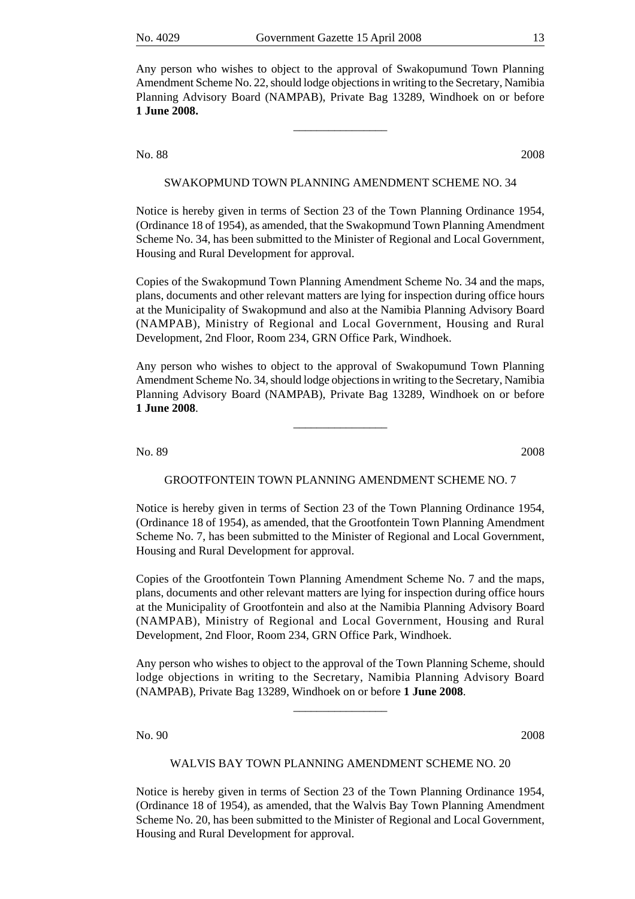Any person who wishes to object to the approval of Swakopumund Town Planning Amendment Scheme No. 22, should lodge objections in writing to the Secretary, Namibia Planning Advisory Board (NAMPAB), Private Bag 13289, Windhoek on or before **1 June 2008.**

---

No. 88 2008

SWAKOPMUND TOWN PLANNING AMENDMENT SCHEME NO. 34

Notice is hereby given in terms of Section 23 of the Town Planning Ordinance 1954, (Ordinance 18 of 1954), as amended, that the Swakopmund Town Planning Amendment Scheme No. 34, has been submitted to the Minister of Regional and Local Government, Housing and Rural Development for approval.

Copies of the Swakopmund Town Planning Amendment Scheme No. 34 and the maps, plans, documents and other relevant matters are lying for inspection during office hours at the Municipality of Swakopmund and also at the Namibia Planning Advisory Board (NAMPAB), Ministry of Regional and Local Government, Housing and Rural Development, 2nd Floor, Room 234, GRN Office Park, Windhoek.

Any person who wishes to object to the approval of Swakopumund Town Planning Amendment Scheme No. 34, should lodge objections in writing to the Secretary, Namibia Planning Advisory Board (NAMPAB), Private Bag 13289, Windhoek on or before **1 June 2008**.

---

No. 89 2008

GROOTFONTEIN TOWN PLANNING AMENDMENT SCHEME NO. 7

Notice is hereby given in terms of Section 23 of the Town Planning Ordinance 1954, (Ordinance 18 of 1954), as amended, that the Grootfontein Town Planning Amendment Scheme No. 7, has been submitted to the Minister of Regional and Local Government, Housing and Rural Development for approval.

Copies of the Grootfontein Town Planning Amendment Scheme No. 7 and the maps, plans, documents and other relevant matters are lying for inspection during office hours at the Municipality of Grootfontein and also at the Namibia Planning Advisory Board (NAMPAB), Ministry of Regional and Local Government, Housing and Rural Development, 2nd Floor, Room 234, GRN Office Park, Windhoek.

Any person who wishes to object to the approval of the Town Planning Scheme, should lodge objections in writing to the Secretary, Namibia Planning Advisory Board (NAMPAB), Private Bag 13289, Windhoek on or before **1 June 2008**.

---

No. 90 2008

WALVIS BAY TOWN PLANNING AMENDMENT SCHEME NO. 20

Notice is hereby given in terms of Section 23 of the Town Planning Ordinance 1954, (Ordinance 18 of 1954), as amended, that the Walvis Bay Town Planning Amendment Scheme No. 20, has been submitted to the Minister of Regional and Local Government, Housing and Rural Development for approval.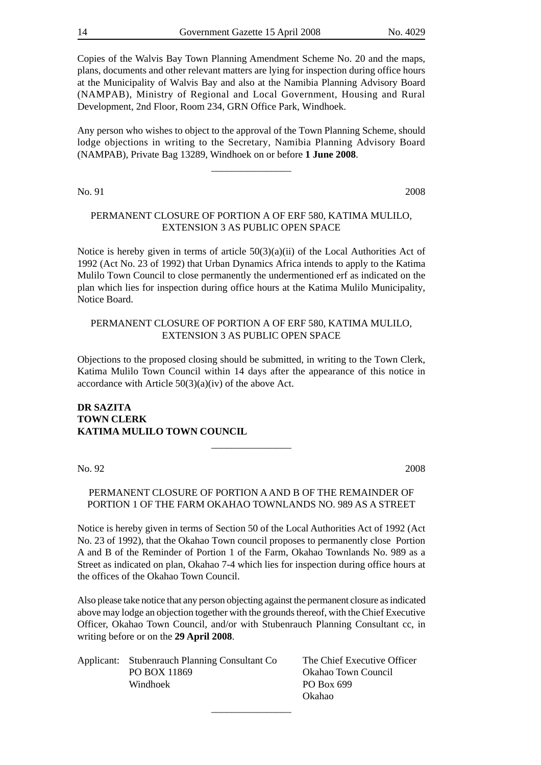Copies of the Walvis Bay Town Planning Amendment Scheme No. 20 and the maps, plans, documents and other relevant matters are lying for inspection during office hours at the Municipality of Walvis Bay and also at the Namibia Planning Advisory Board (NAMPAB), Ministry of Regional and Local Government, Housing and Rural Development, 2nd Floor, Room 234, GRN Office Park, Windhoek.

Any person who wishes to object to the approval of the Town Planning Scheme, should lodge objections in writing to the Secretary, Namibia Planning Advisory Board (NAMPAB), Private Bag 13289, Windhoek on or before **1 June 2008**.

---

No. 91 2008

PERMANENT CLOSURE OF PORTION A OF ERF 580, KATIMA MULILO, EXTENSION 3 AS PUBLIC OPEN SPACE

Notice is hereby given in terms of article 50(3)(a)(ii) of the Local Authorities Act of 1992 (Act No. 23 of 1992) that Urban Dynamics Africa intends to apply to the Katima Mulilo Town Council to close permanently the undermentioned erf as indicated on the plan which lies for inspection during office hours at the Katima Mulilo Municipality, Notice Board.

PERMANENT CLOSURE OF PORTION A OF ERF 580, KATIMA MULILO, EXTENSION 3 AS PUBLIC OPEN SPACE

Objections to the proposed closing should be submitted, in writing to the Town Clerk, Katima Mulilo Town Council within 14 days after the appearance of this notice in accordance with Article 50(3)(a)(iv) of the above Act.

**DR SAZITA**
**TOWN CLERK**
**KATIMA MULILO TOWN COUNCIL**

---

No. 92 2008

PERMANENT CLOSURE OF PORTION A AND B OF THE REMAINDER OF PORTION 1 OF THE FARM OKAHAO TOWNLANDS NO. 989 AS A STREET

Notice is hereby given in terms of Section 50 of the Local Authorities Act of 1992 (Act No. 23 of 1992), that the Okahao Town council proposes to permanently close Portion A and B of the Reminder of Portion 1 of the Farm, Okahao Townlands No. 989 as a Street as indicated on plan, Okahao 7-4 which lies for inspection during office hours at the offices of the Okahao Town Council.

Also please take notice that any person objecting against the permanent closure as indicated above may lodge an objection together with the grounds thereof, with the Chief Executive Officer, Okahao Town Council, and/or with Stubenrauch Planning Consultant cc, in writing before or on the **29 April 2008**.

Applicant: Stubenrauch Planning Consultant Co
PO BOX 11869
Windhoek

The Chief Executive Officer
Okahao Town Council
PO Box 699
Okahao

---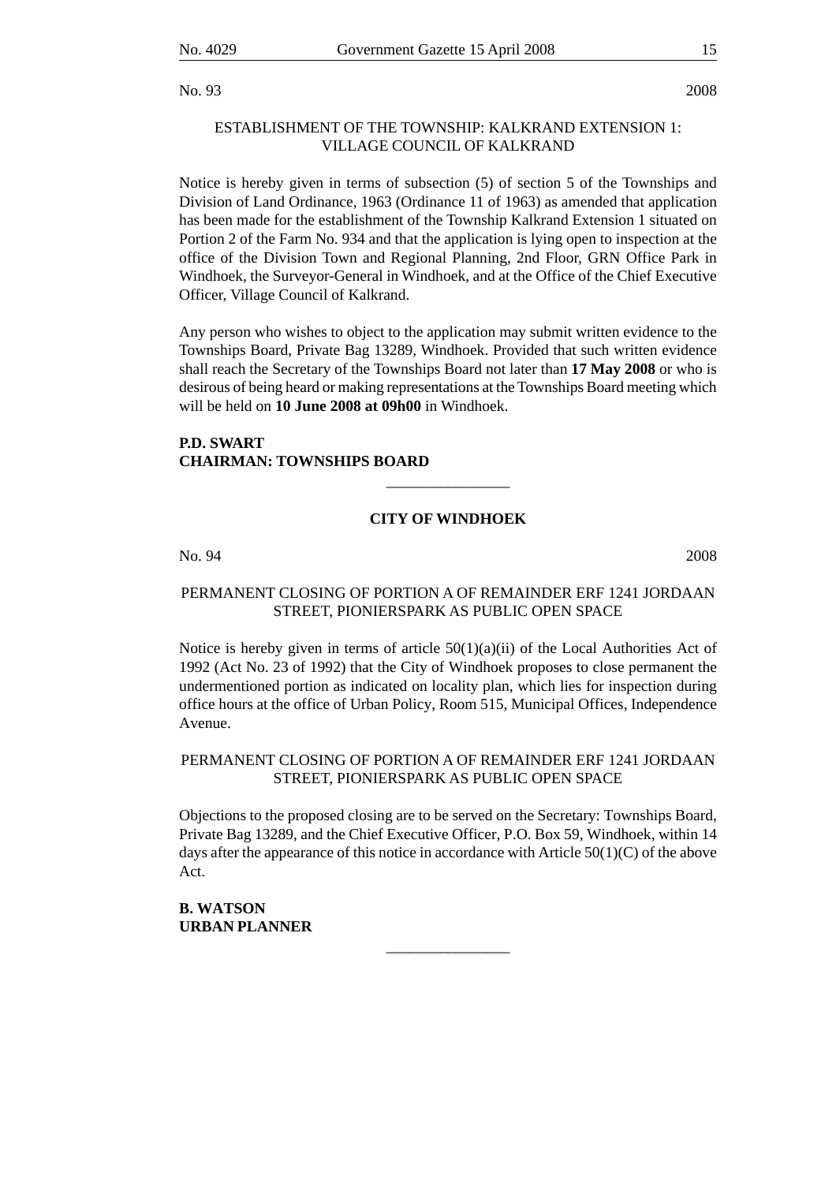No. 93 2008

ESTABLISHMENT OF THE TOWNSHIP: KALKRAND EXTENSION 1: VILLAGE COUNCIL OF KALKRAND

Notice is hereby given in terms of subsection (5) of section 5 of the Townships and Division of Land Ordinance, 1963 (Ordinance 11 of 1963) as amended that application has been made for the establishment of the Township Kalkrand Extension 1 situated on Portion 2 of the Farm No. 934 and that the application is lying open to inspection at the office of the Division Town and Regional Planning, 2nd Floor, GRN Office Park in Windhoek, the Surveyor-General in Windhoek, and at the Office of the Chief Executive Officer, Village Council of Kalkrand.

Any person who wishes to object to the application may submit written evidence to the Townships Board, Private Bag 13289, Windhoek. Provided that such written evidence shall reach the Secretary of the Townships Board not later than **17 May 2008** or who is desirous of being heard or making representations at the Townships Board meeting which will be held on **10 June 2008 at 09h00** in Windhoek.

**P.D. SWART**
**CHAIRMAN: TOWNSHIPS BOARD**

---

**CITY OF WINDHOEK**

No. 94 2008

PERMANENT CLOSING OF PORTION A OF REMAINDER ERF 1241 JORDAAN STREET, PIONIERSPARK AS PUBLIC OPEN SPACE

Notice is hereby given in terms of article 50(1)(a)(ii) of the Local Authorities Act of 1992 (Act No. 23 of 1992) that the City of Windhoek proposes to close permanent the undermentioned portion as indicated on locality plan, which lies for inspection during office hours at the office of Urban Policy, Room 515, Municipal Offices, Independence Avenue.

PERMANENT CLOSING OF PORTION A OF REMAINDER ERF 1241 JORDAAN STREET, PIONIERSPARK AS PUBLIC OPEN SPACE

Objections to the proposed closing are to be served on the Secretary: Townships Board, Private Bag 13289, and the Chief Executive Officer, P.O. Box 59, Windhoek, within 14 days after the appearance of this notice in accordance with Article 50(1)(C) of the above Act.

**B. WATSON**
**URBAN PLANNER**

---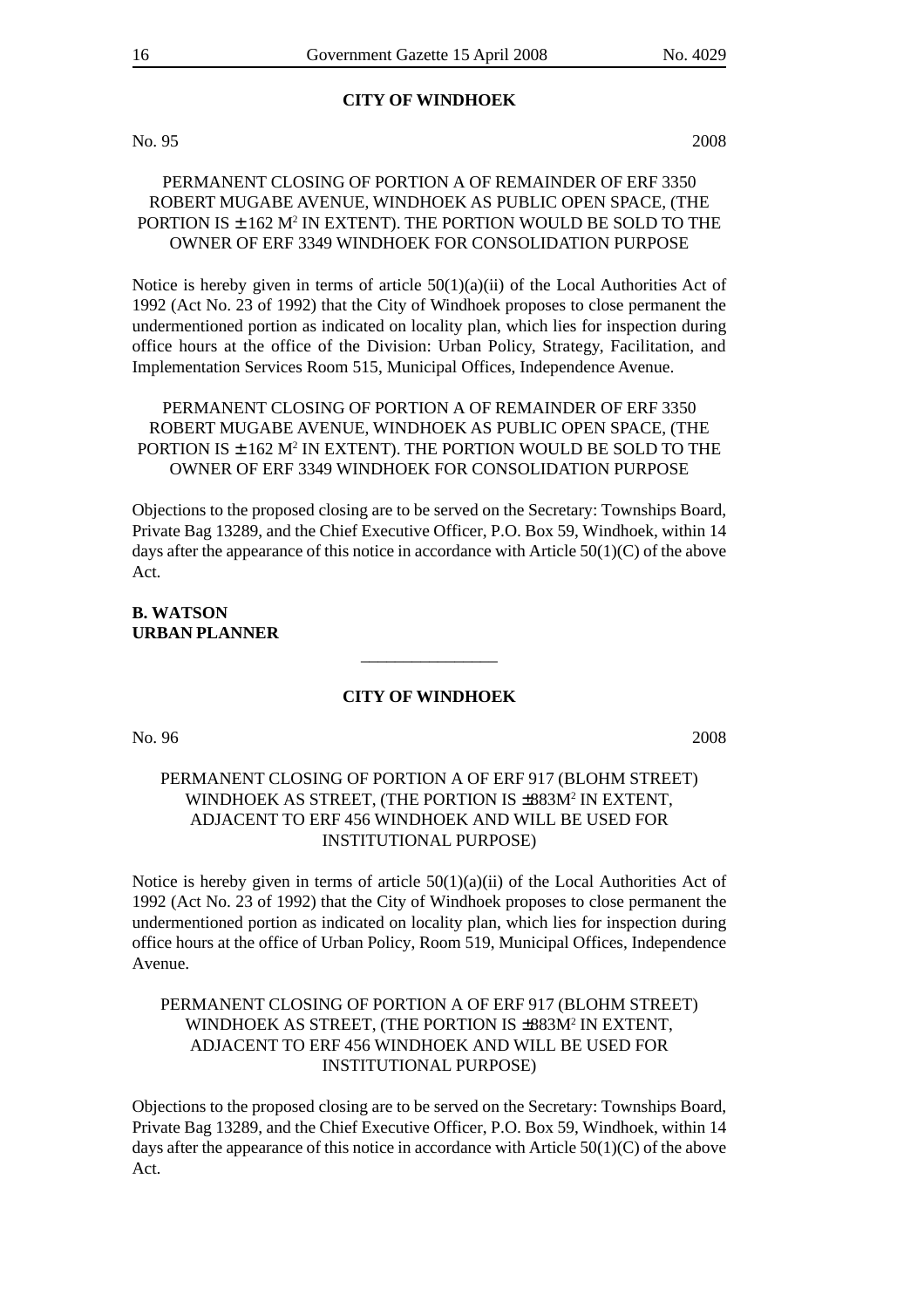## CITY OF WINDHOEK

No. 95 2008

PERMANENT CLOSING OF PORTION A OF REMAINDER OF ERF 3350 ROBERT MUGABE AVENUE, WINDHOEK AS PUBLIC OPEN SPACE, (THE PORTION IS ± 162 M$^2$ IN EXTENT). THE PORTION WOULD BE SOLD TO THE OWNER OF ERF 3349 WINDHOEK FOR CONSOLIDATION PURPOSE

Notice is hereby given in terms of article 50(1)(a)(ii) of the Local Authorities Act of 1992 (Act No. 23 of 1992) that the City of Windhoek proposes to close permanent the undermentioned portion as indicated on locality plan, which lies for inspection during office hours at the office of the Division: Urban Policy, Strategy, Facilitation, and Implementation Services Room 515, Municipal Offices, Independence Avenue.

PERMANENT CLOSING OF PORTION A OF REMAINDER OF ERF 3350 ROBERT MUGABE AVENUE, WINDHOEK AS PUBLIC OPEN SPACE, (THE PORTION IS ± 162 M$^2$ IN EXTENT). THE PORTION WOULD BE SOLD TO THE OWNER OF ERF 3349 WINDHOEK FOR CONSOLIDATION PURPOSE

Objections to the proposed closing are to be served on the Secretary: Townships Board, Private Bag 13289, and the Chief Executive Officer, P.O. Box 59, Windhoek, within 14 days after the appearance of this notice in accordance with Article 50(1)(C) of the above Act.

**B. WATSON**
**URBAN PLANNER**

---

## CITY OF WINDHOEK

No. 96 2008

PERMANENT CLOSING OF PORTION A OF ERF 917 (BLOHM STREET) WINDHOEK AS STREET, (THE PORTION IS ±883M$^2$ IN EXTENT, ADJACENT TO ERF 456 WINDHOEK AND WILL BE USED FOR INSTITUTIONAL PURPOSE)

Notice is hereby given in terms of article 50(1)(a)(ii) of the Local Authorities Act of 1992 (Act No. 23 of 1992) that the City of Windhoek proposes to close permanent the undermentioned portion as indicated on locality plan, which lies for inspection during office hours at the office of Urban Policy, Room 519, Municipal Offices, Independence Avenue.

PERMANENT CLOSING OF PORTION A OF ERF 917 (BLOHM STREET) WINDHOEK AS STREET, (THE PORTION IS ±883M$^2$ IN EXTENT, ADJACENT TO ERF 456 WINDHOEK AND WILL BE USED FOR INSTITUTIONAL PURPOSE)

Objections to the proposed closing are to be served on the Secretary: Townships Board, Private Bag 13289, and the Chief Executive Officer, P.O. Box 59, Windhoek, within 14 days after the appearance of this notice in accordance with Article 50(1)(C) of the above Act.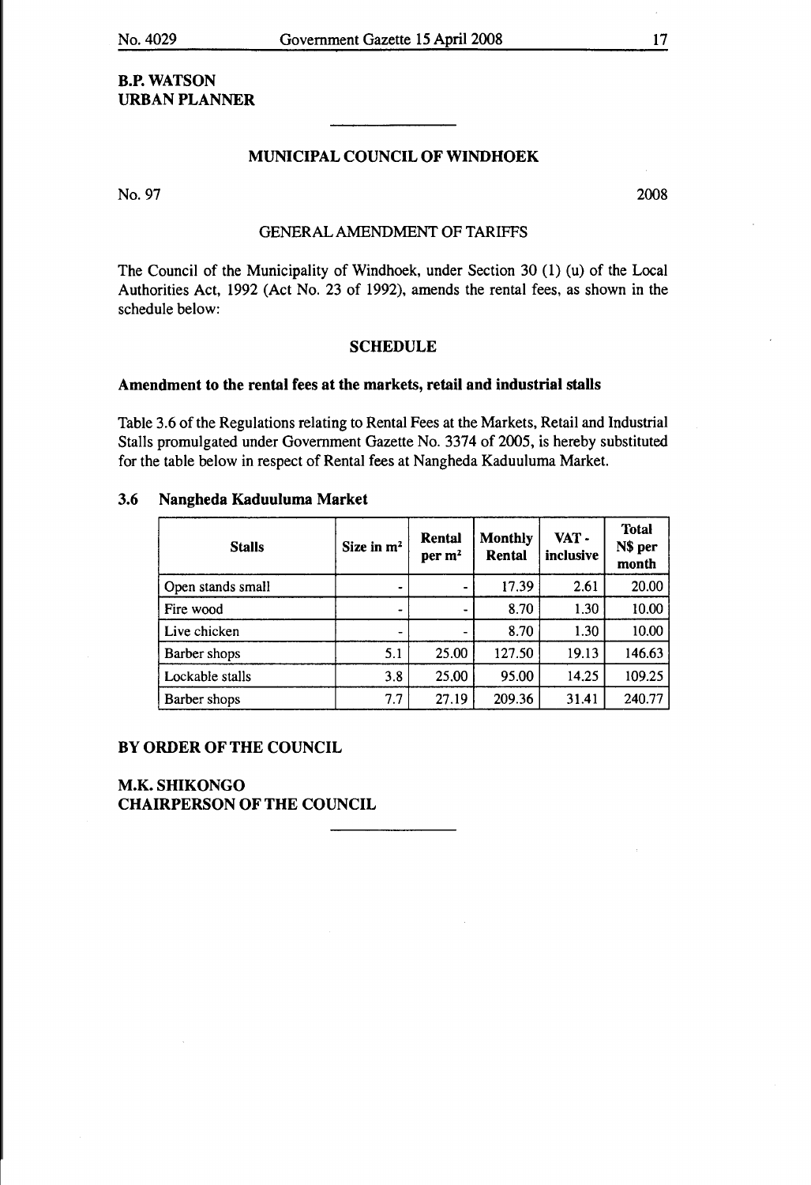**B.P. WATSON**
**URBAN PLANNER**

---

## MUNICIPAL COUNCIL OF WINDHOEK

No. 97 2008

GENERAL AMENDMENT OF TARIFFS

The Council of the Municipality of Windhoek, under Section 30 (1) (u) of the Local Authorities Act, 1992 (Act No. 23 of 1992), amends the rental fees, as shown in the schedule below:

### SCHEDULE

**Amendment to the rental fees at the markets, retail and industrial stalls**

Table 3.6 of the Regulations relating to Rental Fees at the Markets, Retail and Industrial Stalls promulgated under Government Gazette No. 3374 of 2005, is hereby substituted for the table below in respect of Rental fees at Nangheda Kaduuluma Market.

**3.6 Nangheda Kaduuluma Market**

| Stalls | Size in m² | Rental per m² | Monthly Rental | VAT - inclusive | Total N$ per month |
|---|---|---|---|---|---|
| Open stands small | - | - | 17.39 | 2.61 | 20.00 |
| Fire wood | - | - | 8.70 | 1.30 | 10.00 |
| Live chicken | - | - | 8.70 | 1.30 | 10.00 |
| Barber shops | 5.1 | 25.00 | 127.50 | 19.13 | 146.63 |
| Lockable stalls | 3.8 | 25.00 | 95.00 | 14.25 | 109.25 |
| Barber shops | 7.7 | 27.19 | 209.36 | 31.41 | 240.77 |

**BY ORDER OF THE COUNCIL**

**M.K. SHIKONGO**
**CHAIRPERSON OF THE COUNCIL**

---